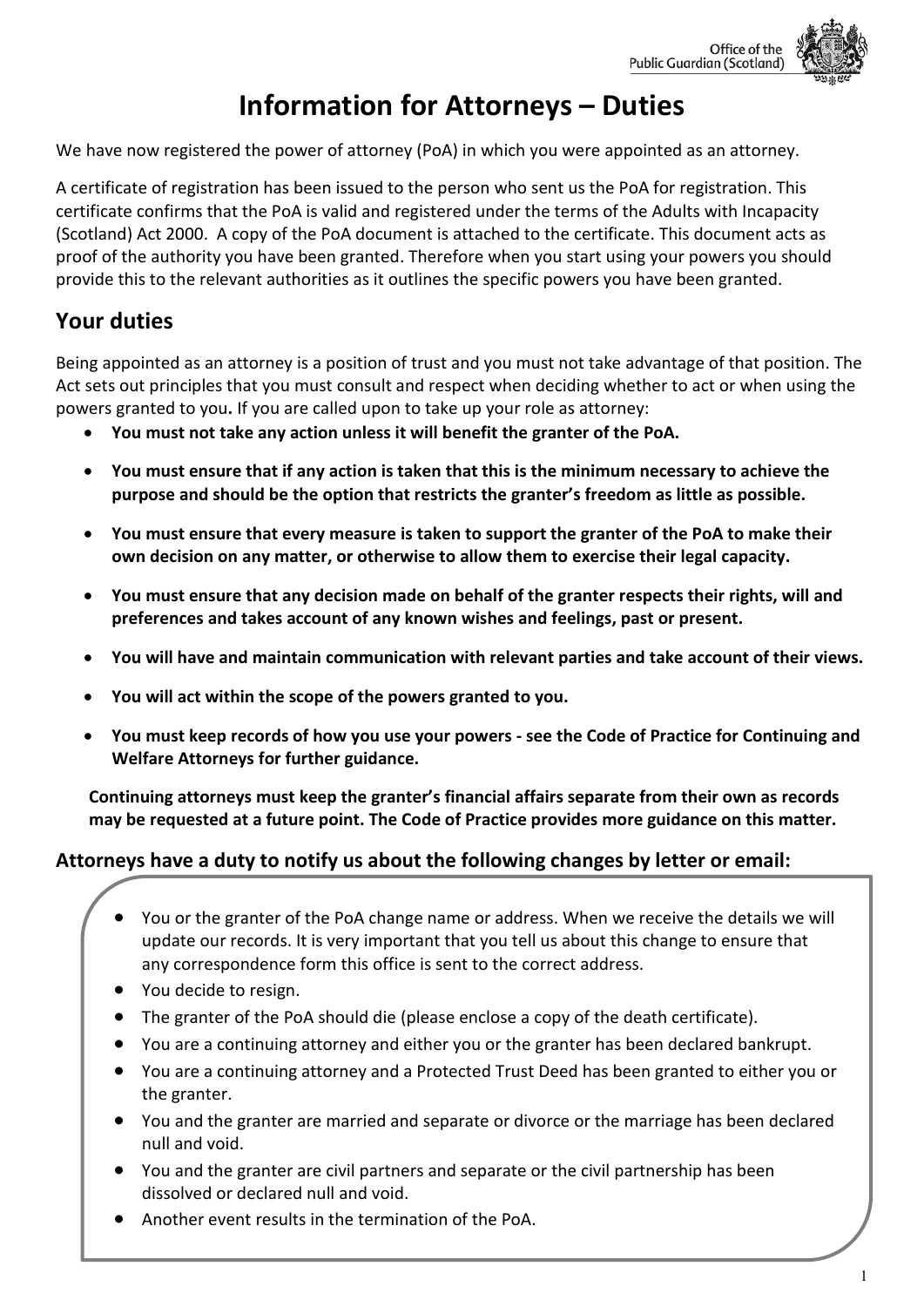# Information for Attorneys – Duties

We have now registered the power of attorney (PoA) in which you were appointed as an attorney.

A certificate of registration has been issued to the person who sent us the PoA for registration. This certificate confirms that the PoA is valid and registered under the terms of the Adults with Incapacity (Scotland) Act 2000. A copy of the PoA document is attached to the certificate. This document acts as proof of the authority you have been granted. Therefore when you start using your powers you should provide this to the relevant authorities as it outlines the specific powers you have been granted.

## Your duties

Being appointed as an attorney is a position of trust and you must not take advantage of that position. The Act sets out principles that you must consult and respect when deciding whether to act or when using the powers granted to you**.** If you are called upon to take up your role as attorney:

- **You must not take any action unless it will benefit the granter of the PoA.**
- **You must ensure that if any action is taken that this is the minimum necessary to achieve the purpose and should be the option that restricts the granter's freedom as little as possible.**
- **You must ensure that every measure is taken to support the granter of the PoA to make their own decision on any matter, or otherwise to allow them to exercise their legal capacity.**
- **You must ensure that any decision made on behalf of the granter respects their rights, will and preferences and takes account of any known wishes and feelings, past or present.**
- **You will have and maintain communication with relevant parties and take account of their views.**
- **You will act within the scope of the powers granted to you.**
- **You must keep records of how you use your powers - see the Code of Practice for Continuing and Welfare Attorneys for further guidance.**

**Continuing attorneys must keep the granter's financial affairs separate from their own as records may be requested at a future point. The Code of Practice provides more guidance on this matter.**

### Attorneys have a duty to notify us about the following changes by letter or email:

- You or the granter of the PoA change name or address. When we receive the details we will update our records. It is very important that you tell us about this change to ensure that any correspondence form this office is sent to the correct address.
- You decide to resign.
- The granter of the PoA should die (please enclose a copy of the death certificate).
- You are a continuing attorney and either you or the granter has been declared bankrupt.
- You are a continuing attorney and a Protected Trust Deed has been granted to either you or the granter.
- You and the granter are married and separate or divorce or the marriage has been declared null and void.
- You and the granter are civil partners and separate or the civil partnership has been dissolved or declared null and void.
- Another event results in the termination of the PoA.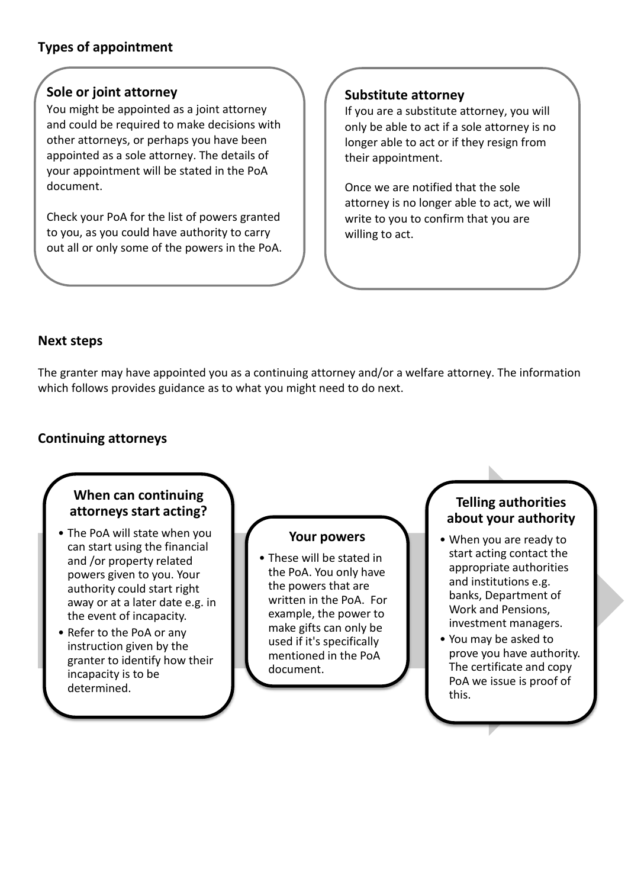## Types of appointment

### Sole or joint attorney

You might be appointed as a joint attorney and could be required to make decisions with other attorneys, or perhaps you have been appointed as a sole attorney. The details of your appointment will be stated in the PoA document.

Check your PoA for the list of powers granted to you, as you could have authority to carry out all or only some of the powers in the PoA.

### Substitute attorney

If you are a substitute attorney, you will only be able to act if a sole attorney is no longer able to act or if they resign from their appointment.

Once we are notified that the sole attorney is no longer able to act, we will write to you to confirm that you are willing to act.

## Next steps

The granter may have appointed you as a continuing attorney and/or a welfare attorney. The information which follows provides guidance as to what you might need to do next.

## Continuing attorneys

### When can continuing attorneys start acting?

- The PoA will state when you can start using the financial and /or property related powers given to you. Your authority could start right away or at a later date e.g. in the event of incapacity.
- Refer to the PoA or any instruction given by the granter to identify how their incapacity is to be determined.

### Your powers

- These will be stated in the PoA. You only have the powers that are written in the PoA. For example, the power to make gifts can only be used if it's specifically mentioned in the PoA document.

### Telling authorities about your authority

- When you are ready to start acting contact the appropriate authorities and institutions e.g. banks, Department of Work and Pensions, investment managers.
- You may be asked to prove you have authority. The certificate and copy PoA we issue is proof of this.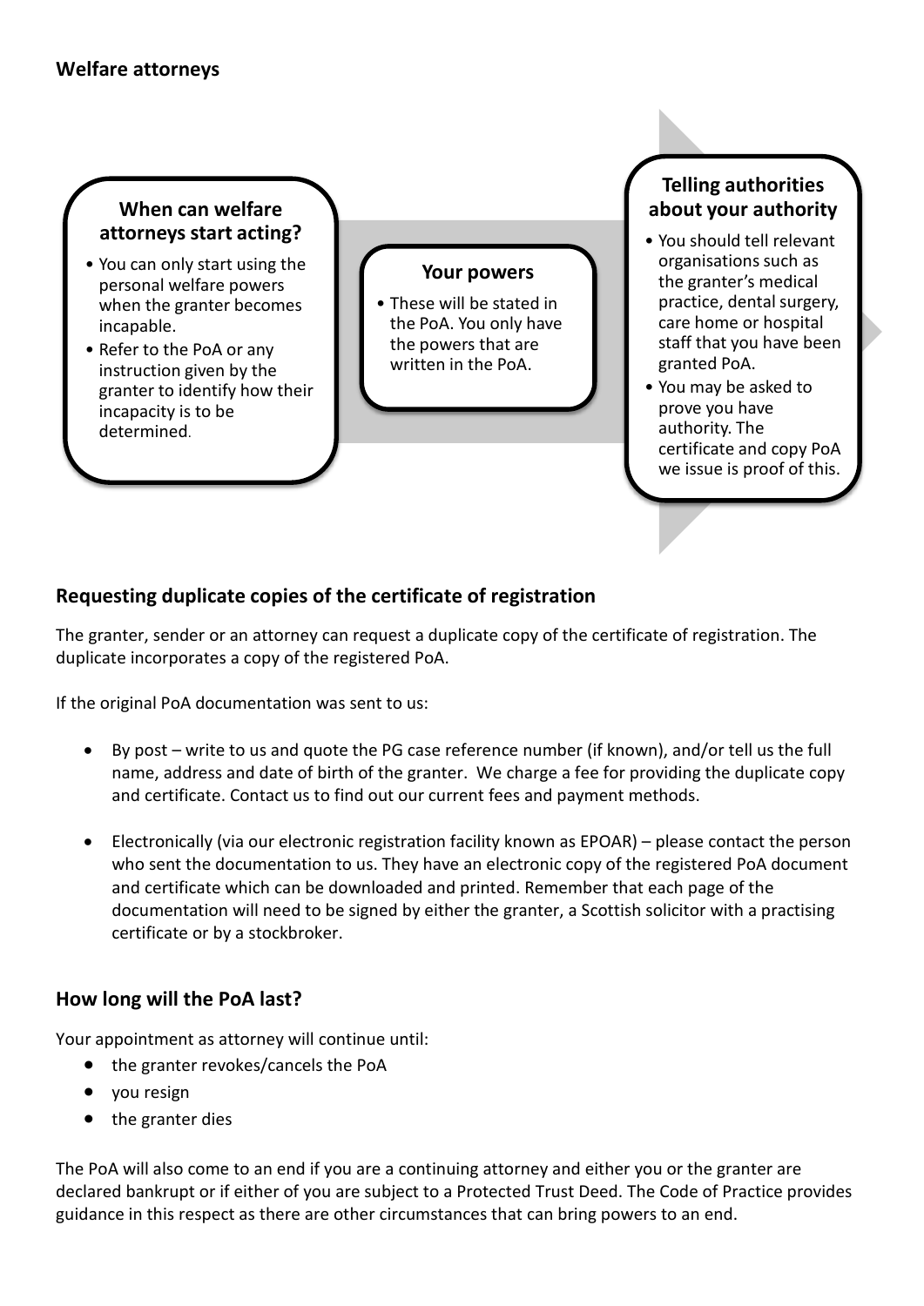## Welfare attorneys

### When can welfare attorneys start acting?

- You can only start using the personal welfare powers when the granter becomes incapable.
- Refer to the PoA or any instruction given by the granter to identify how their incapacity is to be determined.

### Your powers

- These will be stated in the PoA. You only have the powers that are written in the PoA.

### Telling authorities about your authority

- You should tell relevant organisations such as the granter's medical practice, dental surgery, care home or hospital staff that you have been granted PoA.
- You may be asked to prove you have authority. The certificate and copy PoA we issue is proof of this.

## Requesting duplicate copies of the certificate of registration

The granter, sender or an attorney can request a duplicate copy of the certificate of registration. The duplicate incorporates a copy of the registered PoA.

If the original PoA documentation was sent to us:

- By post – write to us and quote the PG case reference number (if known), and/or tell us the full name, address and date of birth of the granter. We charge a fee for providing the duplicate copy and certificate. Contact us to find out our current fees and payment methods.
- Electronically (via our electronic registration facility known as EPOAR) – please contact the person who sent the documentation to us. They have an electronic copy of the registered PoA document and certificate which can be downloaded and printed. Remember that each page of the documentation will need to be signed by either the granter, a Scottish solicitor with a practising certificate or by a stockbroker.

## How long will the PoA last?

Your appointment as attorney will continue until:

- the granter revokes/cancels the PoA
- you resign
- the granter dies

The PoA will also come to an end if you are a continuing attorney and either you or the granter are declared bankrupt or if either of you are subject to a Protected Trust Deed. The Code of Practice provides guidance in this respect as there are other circumstances that can bring powers to an end.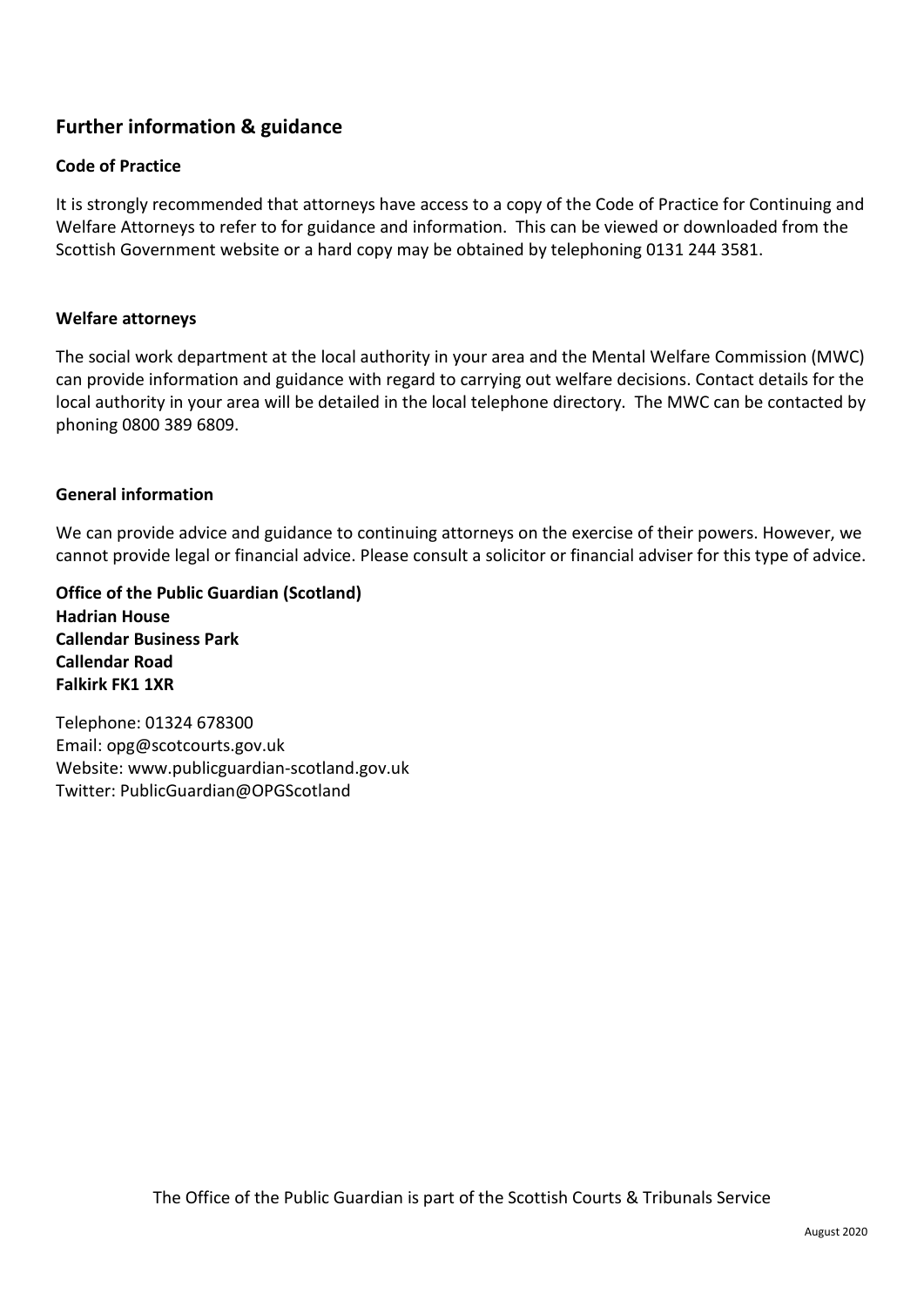## Further information & guidance

### Code of Practice

It is strongly recommended that attorneys have access to a copy of the Code of Practice for Continuing and Welfare Attorneys to refer to for guidance and information. This can be viewed or downloaded from the Scottish Government website or a hard copy may be obtained by telephoning 0131 244 3581.

### Welfare attorneys

The social work department at the local authority in your area and the Mental Welfare Commission (MWC) can provide information and guidance with regard to carrying out welfare decisions. Contact details for the local authority in your area will be detailed in the local telephone directory. The MWC can be contacted by phoning 0800 389 6809.

### General information

We can provide advice and guidance to continuing attorneys on the exercise of their powers. However, we cannot provide legal or financial advice. Please consult a solicitor or financial adviser for this type of advice.

**Office of the Public Guardian (Scotland)**
**Hadrian House**
**Callendar Business Park**
**Callendar Road**
**Falkirk FK1 1XR**

Telephone: 01324 678300
Email: opg@scotcourts.gov.uk
Website: www.publicguardian-scotland.gov.uk
Twitter: PublicGuardian@OPGScotland

The Office of the Public Guardian is part of the Scottish Courts & Tribunals Service

August 2020